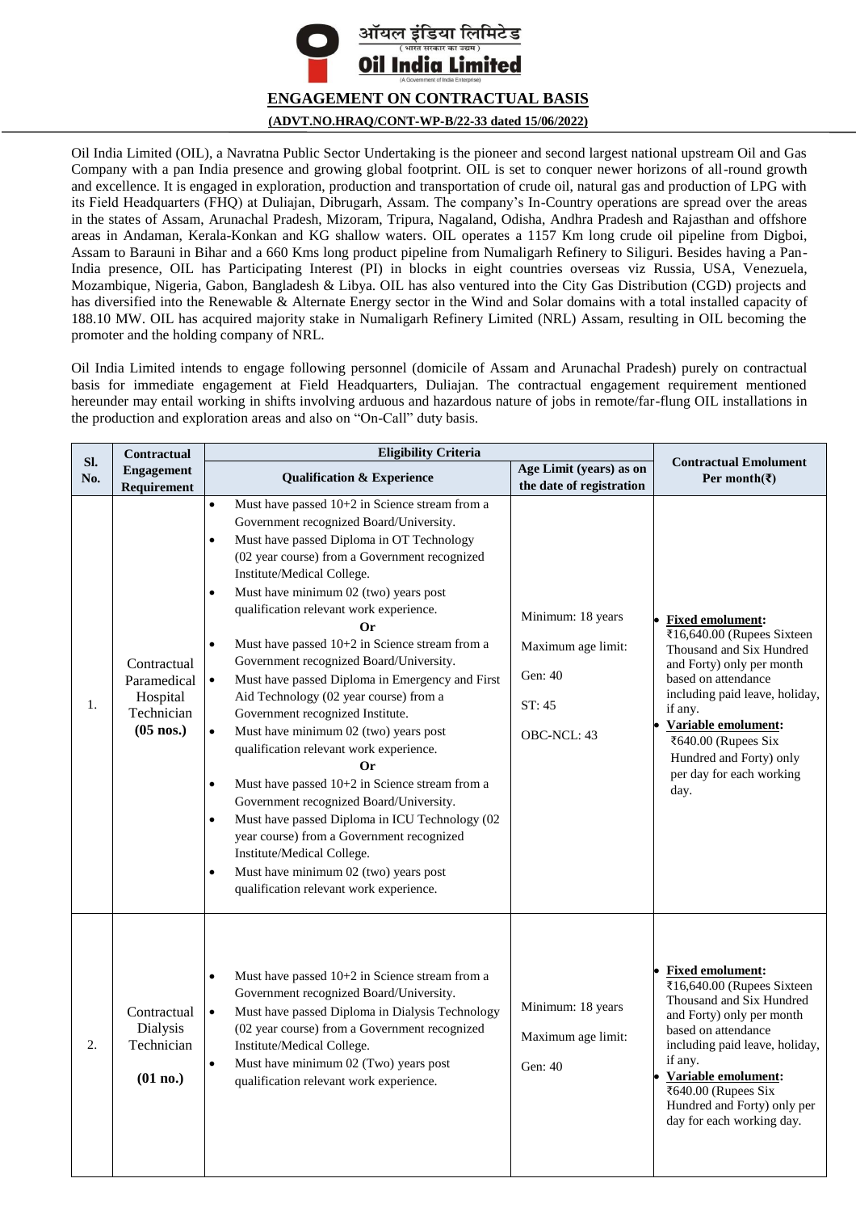ऑयल इंडिया लिमिटेड
(भारत सरकार का उद्यम)
**Oil India Limited**
(A Government of India Enterprise)

# ENGAGEMENT ON CONTRACTUAL BASIS

**(ADVT.NO.HRAQ/CONT-WP-B/22-33 dated 15/06/2022)**

Oil India Limited (OIL), a Navratna Public Sector Undertaking is the pioneer and second largest national upstream Oil and Gas Company with a pan India presence and growing global footprint. OIL is set to conquer newer horizons of all-round growth and excellence. It is engaged in exploration, production and transportation of crude oil, natural gas and production of LPG with its Field Headquarters (FHQ) at Duliajan, Dibrugarh, Assam. The company's In-Country operations are spread over the areas in the states of Assam, Arunachal Pradesh, Mizoram, Tripura, Nagaland, Odisha, Andhra Pradesh and Rajasthan and offshore areas in Andaman, Kerala-Konkan and KG shallow waters. OIL operates a 1157 Km long crude oil pipeline from Digboi, Assam to Barauni in Bihar and a 660 Kms long product pipeline from Numaligarh Refinery to Siliguri. Besides having a Pan-India presence, OIL has Participating Interest (PI) in blocks in eight countries overseas viz Russia, USA, Venezuela, Mozambique, Nigeria, Gabon, Bangladesh & Libya. OIL has also ventured into the City Gas Distribution (CGD) projects and has diversified into the Renewable & Alternate Energy sector in the Wind and Solar domains with a total installed capacity of 188.10 MW. OIL has acquired majority stake in Numaligarh Refinery Limited (NRL) Assam, resulting in OIL becoming the promoter and the holding company of NRL.

Oil India Limited intends to engage following personnel (domicile of Assam and Arunachal Pradesh) purely on contractual basis for immediate engagement at Field Headquarters, Duliajan. The contractual engagement requirement mentioned hereunder may entail working in shifts involving arduous and hazardous nature of jobs in remote/far-flung OIL installations in the production and exploration areas and also on "On-Call" duty basis.

| Sl. No. | Contractual Engagement Requirement | Eligibility Criteria | | Contractual Emolument Per month(₹) |
|---|---|---|---|---|
| | | Qualification & Experience | Age Limit (years) as on the date of registration | |
| 1. | Contractual Paramedical Hospital Technician **(05 nos.)** | • Must have passed 10+2 in Science stream from a Government recognized Board/University.<br>• Must have passed Diploma in OT Technology (02 year course) from a Government recognized Institute/Medical College.<br>• Must have minimum 02 (two) years post qualification relevant work experience.<br>**Or**<br>• Must have passed 10+2 in Science stream from a Government recognized Board/University.<br>• Must have passed Diploma in Emergency and First Aid Technology (02 year course) from a Government recognized Institute.<br>• Must have minimum 02 (two) years post qualification relevant work experience.<br>**Or**<br>• Must have passed 10+2 in Science stream from a Government recognized Board/University.<br>• Must have passed Diploma in ICU Technology (02 year course) from a Government recognized Institute/Medical College.<br>• Must have minimum 02 (two) years post qualification relevant work experience. | Minimum: 18 years<br>Maximum age limit:<br>Gen: 40<br>ST: 45<br>OBC-NCL: 43 | • **Fixed emolument:** ₹16,640.00 (Rupees Sixteen Thousand and Six Hundred and Forty) only per month based on attendance including paid leave, holiday, if any.<br>• **Variable emolument:** ₹640.00 (Rupees Six Hundred and Forty) only per day for each working day. |
| 2. | Contractual Dialysis Technician **(01 no.)** | • Must have passed 10+2 in Science stream from a Government recognized Board/University.<br>• Must have passed Diploma in Dialysis Technology (02 year course) from a Government recognized Institute/Medical College.<br>• Must have minimum 02 (Two) years post qualification relevant work experience. | Minimum: 18 years<br>Maximum age limit:<br>Gen: 40 | • **Fixed emolument:** ₹16,640.00 (Rupees Sixteen Thousand and Six Hundred and Forty) only per month based on attendance including paid leave, holiday, if any.<br>• **Variable emolument:** ₹640.00 (Rupees Six Hundred and Forty) only per day for each working day. |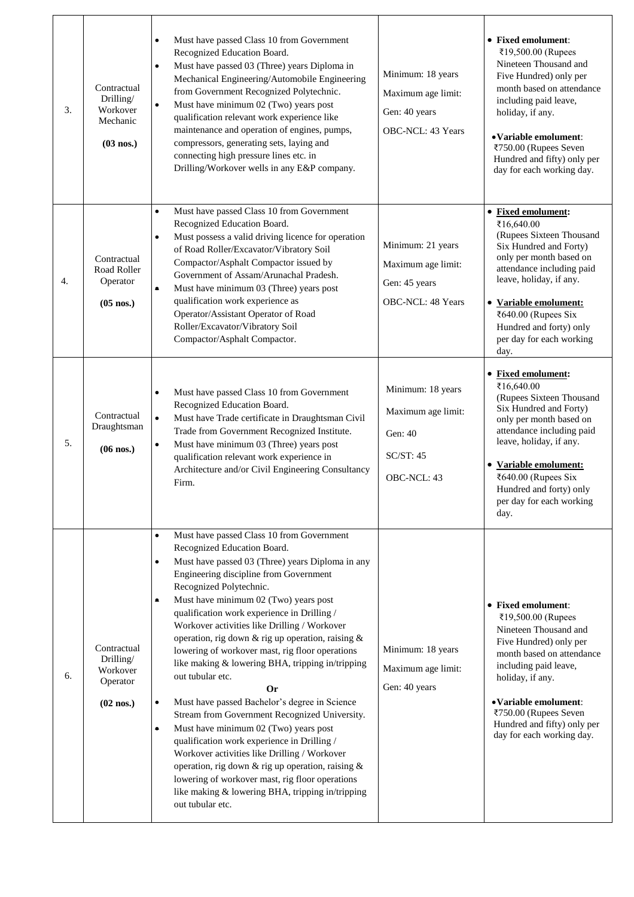| | | | | |
|---|---|---|---|---|
| 3. | Contractual Drilling/ Workover Mechanic<br><br>**(03 nos.)** | • Must have passed Class 10 from Government Recognized Education Board.<br>• Must have passed 03 (Three) years Diploma in Mechanical Engineering/Automobile Engineering from Government Recognized Polytechnic.<br>• Must have minimum 02 (Two) years post qualification relevant work experience like maintenance and operation of engines, pumps, compressors, generating sets, laying and connecting high pressure lines etc. in Drilling/Workover wells in any E&P company. | Minimum: 18 years<br>Maximum age limit:<br>Gen: 40 years<br>OBC-NCL: 43 Years | • **Fixed emolument**: ₹19,500.00 (Rupees Nineteen Thousand and Five Hundred) only per month based on attendance including paid leave, holiday, if any.<br><br>• **Variable emolument**: ₹750.00 (Rupees Seven Hundred and fifty) only per day for each working day. |
| 4. | Contractual Road Roller Operator<br><br>**(05 nos.)** | • Must have passed Class 10 from Government Recognized Education Board.<br>• Must possess a valid driving licence for operation of Road Roller/Excavator/Vibratory Soil Compactor/Asphalt Compactor issued by Government of Assam/Arunachal Pradesh.<br>• Must have minimum 03 (Three) years post qualification work experience as Operator/Assistant Operator of Road Roller/Excavator/Vibratory Soil Compactor/Asphalt Compactor. | Minimum: 21 years<br>Maximum age limit:<br>Gen: 45 years<br>OBC-NCL: 48 Years | • **Fixed emolument:** ₹16,640.00 (Rupees Sixteen Thousand Six Hundred and Forty) only per month based on attendance including paid leave, holiday, if any.<br><br>• **Variable emolument:** ₹640.00 (Rupees Six Hundred and forty) only per day for each working day. |
| 5. | Contractual Draughtsman<br><br>**(06 nos.)** | • Must have passed Class 10 from Government Recognized Education Board.<br>• Must have Trade certificate in Draughtsman Civil Trade from Government Recognized Institute.<br>• Must have minimum 03 (Three) years post qualification relevant work experience in Architecture and/or Civil Engineering Consultancy Firm. | Minimum: 18 years<br>Maximum age limit:<br>Gen: 40<br>SC/ST: 45<br>OBC-NCL: 43 | • **Fixed emolument:** ₹16,640.00 (Rupees Sixteen Thousand Six Hundred and Forty) only per month based on attendance including paid leave, holiday, if any.<br><br>• **Variable emolument:** ₹640.00 (Rupees Six Hundred and forty) only per day for each working day. |
| 6. | Contractual Drilling/ Workover Operator<br><br>**(02 nos.)** | • Must have passed Class 10 from Government Recognized Education Board.<br>• Must have passed 03 (Three) years Diploma in any Engineering discipline from Government Recognized Polytechnic.<br>• Must have minimum 02 (Two) years post qualification work experience in Drilling / Workover activities like Drilling / Workover operation, rig down & rig up operation, raising & lowering of workover mast, rig floor operations like making & lowering BHA, tripping in/tripping out tubular etc.<br>**Or**<br>• Must have passed Bachelor's degree in Science Stream from Government Recognized University.<br>• Must have minimum 02 (Two) years post qualification work experience in Drilling / Workover activities like Drilling / Workover operation, rig down & rig up operation, raising & lowering of workover mast, rig floor operations like making & lowering BHA, tripping in/tripping out tubular etc. | Minimum: 18 years<br>Maximum age limit:<br>Gen: 40 years | • **Fixed emolument**: ₹19,500.00 (Rupees Nineteen Thousand and Five Hundred) only per month based on attendance including paid leave, holiday, if any.<br><br>• **Variable emolument**: ₹750.00 (Rupees Seven Hundred and fifty) only per day for each working day. |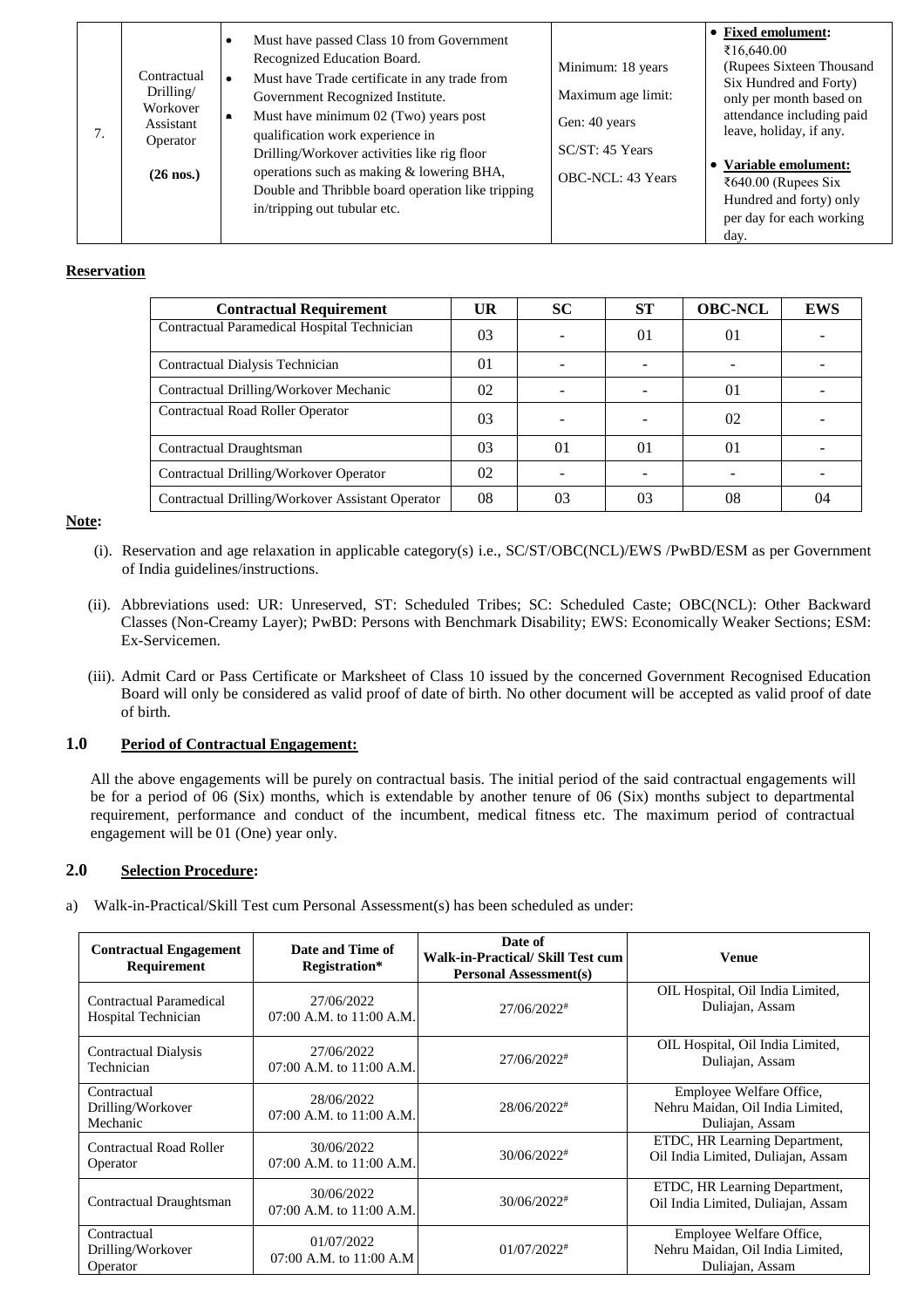| 7. | Contractual Drilling/ Workover Assistant Operator **(26 nos.)** | • Must have passed Class 10 from Government Recognized Education Board.<br>• Must have Trade certificate in any trade from Government Recognized Institute.<br>• Must have minimum 02 (Two) years post qualification work experience in Drilling/Workover activities like rig floor operations such as making & lowering BHA, Double and Thribble board operation like tripping in/tripping out tubular etc. | Minimum: 18 years<br>Maximum age limit:<br>Gen: 40 years<br>SC/ST: 45 Years<br>OBC-NCL: 43 Years | • **Fixed emolument:** ₹16,640.00 (Rupees Sixteen Thousand Six Hundred and Forty) only per month based on attendance including paid leave, holiday, if any.<br>• **Variable emolument:** ₹640.00 (Rupees Six Hundred and forty) only per day for each working day. |
|---|---|---|---|---|

**Reservation**

| Contractual Requirement | UR | SC | ST | OBC-NCL | EWS |
|---|---|---|---|---|---|
| Contractual Paramedical Hospital Technician | 03 | - | 01 | 01 | - |
| Contractual Dialysis Technician | 01 | - | - | - | - |
| Contractual Drilling/Workover Mechanic | 02 | - | - | 01 | - |
| Contractual Road Roller Operator | 03 | - | - | 02 | - |
| Contractual Draughtsman | 03 | 01 | 01 | 01 | - |
| Contractual Drilling/Workover Operator | 02 | - | - | - | - |
| Contractual Drilling/Workover Assistant Operator | 08 | 03 | 03 | 08 | 04 |

**Note:**

(i). Reservation and age relaxation in applicable category(s) i.e., SC/ST/OBC(NCL)/EWS /PwBD/ESM as per Government of India guidelines/instructions.

(ii). Abbreviations used: UR: Unreserved, ST: Scheduled Tribes; SC: Scheduled Caste; OBC(NCL): Other Backward Classes (Non-Creamy Layer); PwBD: Persons with Benchmark Disability; EWS: Economically Weaker Sections; ESM: Ex-Servicemen.

(iii). Admit Card or Pass Certificate or Marksheet of Class 10 issued by the concerned Government Recognised Education Board will only be considered as valid proof of date of birth. No other document will be accepted as valid proof of date of birth.

## 1.0 Period of Contractual Engagement:

All the above engagements will be purely on contractual basis. The initial period of the said contractual engagements will be for a period of 06 (Six) months, which is extendable by another tenure of 06 (Six) months subject to departmental requirement, performance and conduct of the incumbent, medical fitness etc. The maximum period of contractual engagement will be 01 (One) year only.

## 2.0 Selection Procedure:

a) Walk-in-Practical/Skill Test cum Personal Assessment(s) has been scheduled as under:

| Contractual Engagement Requirement | Date and Time of Registration* | Date of Walk-in-Practical/ Skill Test cum Personal Assessment(s) | Venue |
|---|---|---|---|
| Contractual Paramedical Hospital Technician | 27/06/2022 07:00 A.M. to 11:00 A.M. | 27/06/2022# | OIL Hospital, Oil India Limited, Duliajan, Assam |
| Contractual Dialysis Technician | 27/06/2022 07:00 A.M. to 11:00 A.M. | 27/06/2022# | OIL Hospital, Oil India Limited, Duliajan, Assam |
| Contractual Drilling/Workover Mechanic | 28/06/2022 07:00 A.M. to 11:00 A.M. | 28/06/2022# | Employee Welfare Office, Nehru Maidan, Oil India Limited, Duliajan, Assam |
| Contractual Road Roller Operator | 30/06/2022 07:00 A.M. to 11:00 A.M. | 30/06/2022# | ETDC, HR Learning Department, Oil India Limited, Duliajan, Assam |
| Contractual Draughtsman | 30/06/2022 07:00 A.M. to 11:00 A.M. | 30/06/2022# | ETDC, HR Learning Department, Oil India Limited, Duliajan, Assam |
| Contractual Drilling/Workover Operator | 01/07/2022 07:00 A.M. to 11:00 A.M | 01/07/2022# | Employee Welfare Office, Nehru Maidan, Oil India Limited, Duliajan, Assam |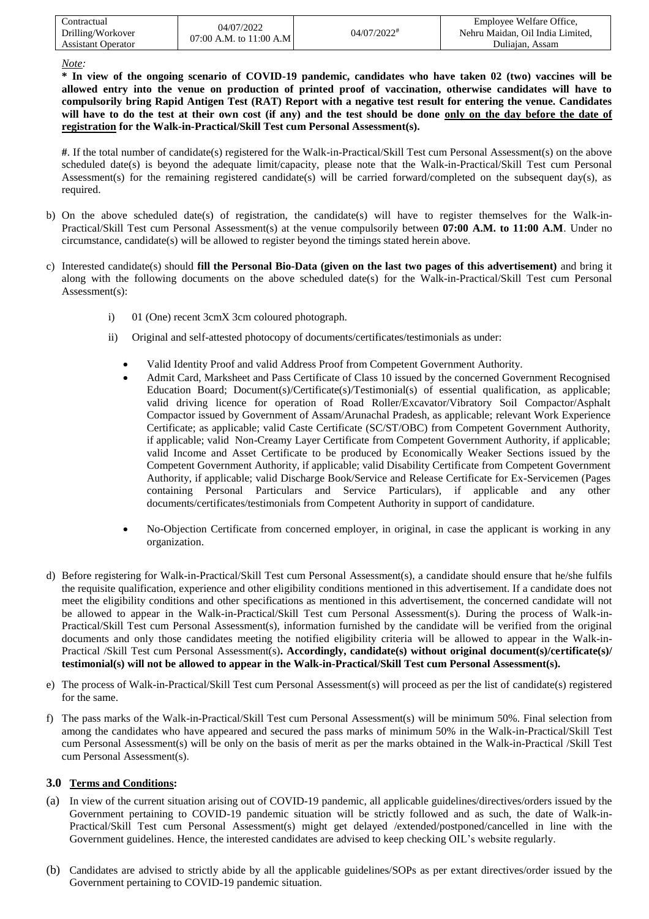| Contractual Drilling/Workover Assistant Operator | 04/07/2022 07:00 A.M. to 11:00 A.M | 04/07/2022[#] | Employee Welfare Office, Nehru Maidan, Oil India Limited, Duliajan, Assam |
|---|---|---|---|

*Note:*

**\* In view of the ongoing scenario of COVID-19 pandemic, candidates who have taken 02 (two) vaccines will be allowed entry into the venue on production of printed proof of vaccination, otherwise candidates will have to compulsorily bring Rapid Antigen Test (RAT) Report with a negative test result for entering the venue. Candidates will have to do the test at their own cost (if any) and the test should be done <u>only on the day before the date of registration</u> for the Walk-in-Practical/Skill Test cum Personal Assessment(s).**

**#**. If the total number of candidate(s) registered for the Walk-in-Practical/Skill Test cum Personal Assessment(s) on the above scheduled date(s) is beyond the adequate limit/capacity, please note that the Walk-in-Practical/Skill Test cum Personal Assessment(s) for the remaining registered candidate(s) will be carried forward/completed on the subsequent day(s), as required.

b) On the above scheduled date(s) of registration, the candidate(s) will have to register themselves for the Walk-in-Practical/Skill Test cum Personal Assessment(s) at the venue compulsorily between **07:00 A.M. to 11:00 A.M**. Under no circumstance, candidate(s) will be allowed to register beyond the timings stated herein above.

c) Interested candidate(s) should **fill the Personal Bio-Data (given on the last two pages of this advertisement)** and bring it along with the following documents on the above scheduled date(s) for the Walk-in-Practical/Skill Test cum Personal Assessment(s):

   i) 01 (One) recent 3cmX 3cm coloured photograph.

   ii) Original and self-attested photocopy of documents/certificates/testimonials as under:

   - Valid Identity Proof and valid Address Proof from Competent Government Authority.
   - Admit Card, Marksheet and Pass Certificate of Class 10 issued by the concerned Government Recognised Education Board; Document(s)/Certificate(s)/Testimonial(s) of essential qualification, as applicable; valid driving licence for operation of Road Roller/Excavator/Vibratory Soil Compactor/Asphalt Compactor issued by Government of Assam/Arunachal Pradesh, as applicable; relevant Work Experience Certificate; as applicable; valid Caste Certificate (SC/ST/OBC) from Competent Government Authority, if applicable; valid Non-Creamy Layer Certificate from Competent Government Authority, if applicable; valid Income and Asset Certificate to be produced by Economically Weaker Sections issued by the Competent Government Authority, if applicable; valid Disability Certificate from Competent Government Authority, if applicable; valid Discharge Book/Service and Release Certificate for Ex-Servicemen (Pages containing Personal Particulars and Service Particulars), if applicable and any other documents/certificates/testimonials from Competent Authority in support of candidature.
   - No-Objection Certificate from concerned employer, in original, in case the applicant is working in any organization.

d) Before registering for Walk-in-Practical/Skill Test cum Personal Assessment(s), a candidate should ensure that he/she fulfils the requisite qualification, experience and other eligibility conditions mentioned in this advertisement. If a candidate does not meet the eligibility conditions and other specifications as mentioned in this advertisement, the concerned candidate will not be allowed to appear in the Walk-in-Practical/Skill Test cum Personal Assessment(s). During the process of Walk-in-Practical/Skill Test cum Personal Assessment(s), information furnished by the candidate will be verified from the original documents and only those candidates meeting the notified eligibility criteria will be allowed to appear in the Walk-in-Practical /Skill Test cum Personal Assessment(s). **Accordingly, candidate(s) without original document(s)/certificate(s)/ testimonial(s) will not be allowed to appear in the Walk-in-Practical/Skill Test cum Personal Assessment(s).**

e) The process of Walk-in-Practical/Skill Test cum Personal Assessment(s) will proceed as per the list of candidate(s) registered for the same.

f) The pass marks of the Walk-in-Practical/Skill Test cum Personal Assessment(s) will be minimum 50%. Final selection from among the candidates who have appeared and secured the pass marks of minimum 50% in the Walk-in-Practical/Skill Test cum Personal Assessment(s) will be only on the basis of merit as per the marks obtained in the Walk-in-Practical /Skill Test cum Personal Assessment(s).

## 3.0 <u>Terms and Conditions</u>:

(a) In view of the current situation arising out of COVID-19 pandemic, all applicable guidelines/directives/orders issued by the Government pertaining to COVID-19 pandemic situation will be strictly followed and as such, the date of Walk-in-Practical/Skill Test cum Personal Assessment(s) might get delayed /extended/postponed/cancelled in line with the Government guidelines. Hence, the interested candidates are advised to keep checking OIL's website regularly.

(b) Candidates are advised to strictly abide by all the applicable guidelines/SOPs as per extant directives/order issued by the Government pertaining to COVID-19 pandemic situation.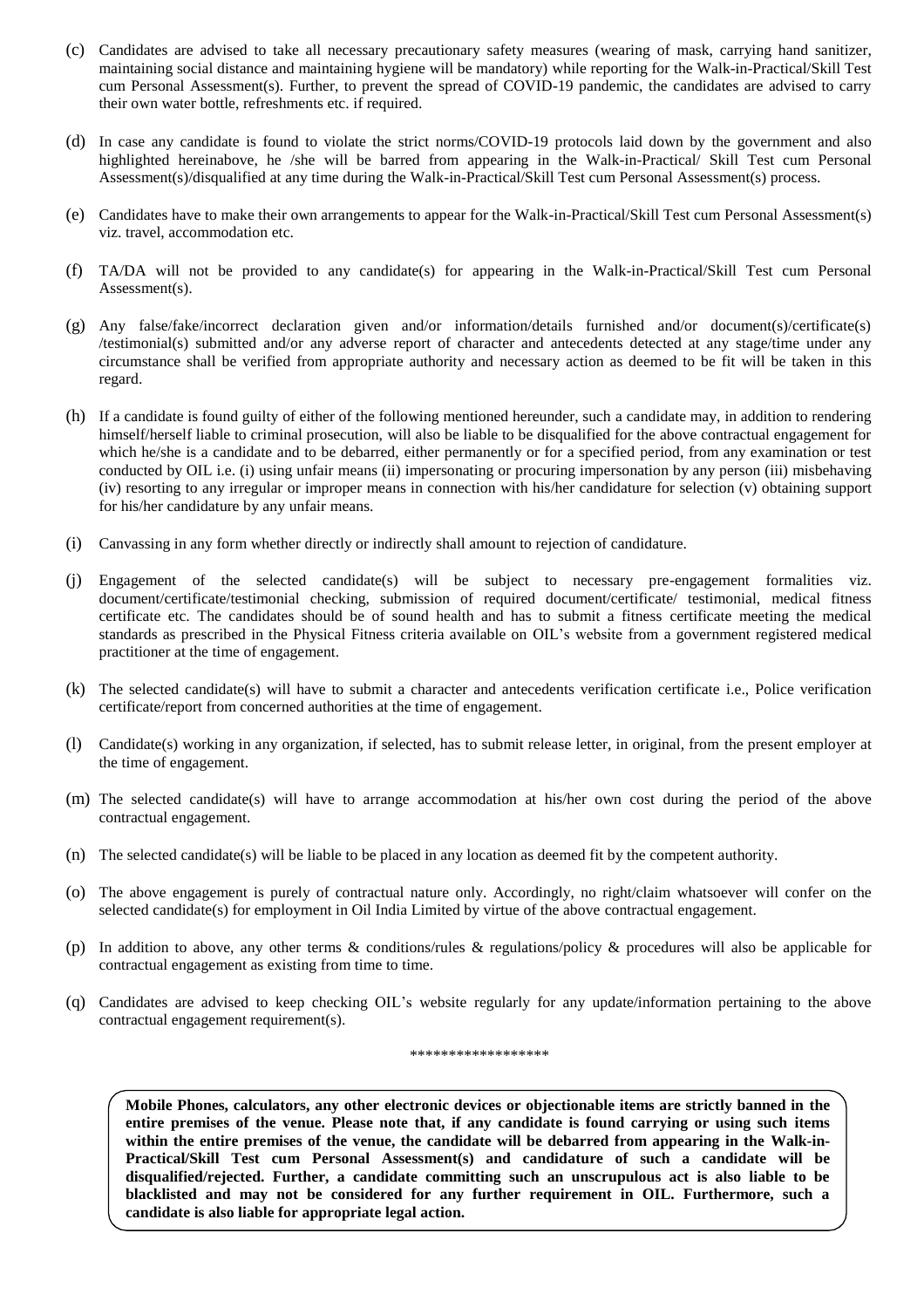(c) Candidates are advised to take all necessary precautionary safety measures (wearing of mask, carrying hand sanitizer, maintaining social distance and maintaining hygiene will be mandatory) while reporting for the Walk-in-Practical/Skill Test cum Personal Assessment(s). Further, to prevent the spread of COVID-19 pandemic, the candidates are advised to carry their own water bottle, refreshments etc. if required.

(d) In case any candidate is found to violate the strict norms/COVID-19 protocols laid down by the government and also highlighted hereinabove, he /she will be barred from appearing in the Walk-in-Practical/ Skill Test cum Personal Assessment(s)/disqualified at any time during the Walk-in-Practical/Skill Test cum Personal Assessment(s) process.

(e) Candidates have to make their own arrangements to appear for the Walk-in-Practical/Skill Test cum Personal Assessment(s) viz. travel, accommodation etc.

(f) TA/DA will not be provided to any candidate(s) for appearing in the Walk-in-Practical/Skill Test cum Personal Assessment(s).

(g) Any false/fake/incorrect declaration given and/or information/details furnished and/or document(s)/certificate(s) /testimonial(s) submitted and/or any adverse report of character and antecedents detected at any stage/time under any circumstance shall be verified from appropriate authority and necessary action as deemed to be fit will be taken in this regard.

(h) If a candidate is found guilty of either of the following mentioned hereunder, such a candidate may, in addition to rendering himself/herself liable to criminal prosecution, will also be liable to be disqualified for the above contractual engagement for which he/she is a candidate and to be debarred, either permanently or for a specified period, from any examination or test conducted by OIL i.e. (i) using unfair means (ii) impersonating or procuring impersonation by any person (iii) misbehaving (iv) resorting to any irregular or improper means in connection with his/her candidature for selection (v) obtaining support for his/her candidature by any unfair means.

(i) Canvassing in any form whether directly or indirectly shall amount to rejection of candidature.

(j) Engagement of the selected candidate(s) will be subject to necessary pre-engagement formalities viz. document/certificate/testimonial checking, submission of required document/certificate/ testimonial, medical fitness certificate etc. The candidates should be of sound health and has to submit a fitness certificate meeting the medical standards as prescribed in the Physical Fitness criteria available on OIL's website from a government registered medical practitioner at the time of engagement.

(k) The selected candidate(s) will have to submit a character and antecedents verification certificate i.e., Police verification certificate/report from concerned authorities at the time of engagement.

(l) Candidate(s) working in any organization, if selected, has to submit release letter, in original, from the present employer at the time of engagement.

(m) The selected candidate(s) will have to arrange accommodation at his/her own cost during the period of the above contractual engagement.

(n) The selected candidate(s) will be liable to be placed in any location as deemed fit by the competent authority.

(o) The above engagement is purely of contractual nature only. Accordingly, no right/claim whatsoever will confer on the selected candidate(s) for employment in Oil India Limited by virtue of the above contractual engagement.

(p) In addition to above, any other terms & conditions/rules & regulations/policy & procedures will also be applicable for contractual engagement as existing from time to time.

(q) Candidates are advised to keep checking OIL's website regularly for any update/information pertaining to the above contractual engagement requirement(s).

******************

**Mobile Phones, calculators, any other electronic devices or objectionable items are strictly banned in the entire premises of the venue. Please note that, if any candidate is found carrying or using such items within the entire premises of the venue, the candidate will be debarred from appearing in the Walk-in-Practical/Skill Test cum Personal Assessment(s) and candidature of such a candidate will be disqualified/rejected. Further, a candidate committing such an unscrupulous act is also liable to be blacklisted and may not be considered for any further requirement in OIL. Furthermore, such a candidate is also liable for appropriate legal action.**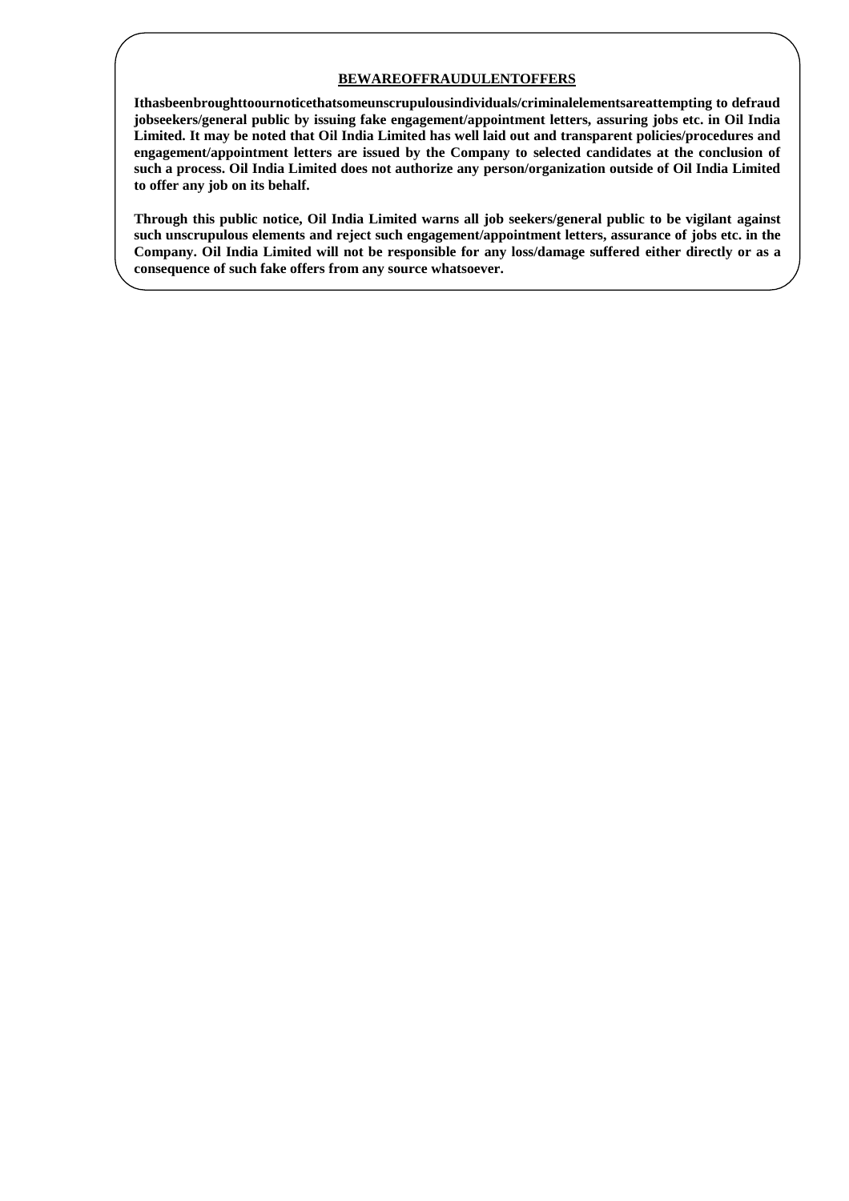**<u>BEWAREOFFRAUDULENTOFFERS</u>**

**Ithasbeenbroughttoournoticethatsomeunscrupulousindividuals/criminalelementsareattempting to defraud jobseekers/general public by issuing fake engagement/appointment letters, assuring jobs etc. in Oil India Limited. It may be noted that Oil India Limited has well laid out and transparent policies/procedures and engagement/appointment letters are issued by the Company to selected candidates at the conclusion of such a process. Oil India Limited does not authorize any person/organization outside of Oil India Limited to offer any job on its behalf.**

**Through this public notice, Oil India Limited warns all job seekers/general public to be vigilant against such unscrupulous elements and reject such engagement/appointment letters, assurance of jobs etc. in the Company. Oil India Limited will not be responsible for any loss/damage suffered either directly or as a consequence of such fake offers from any source whatsoever.**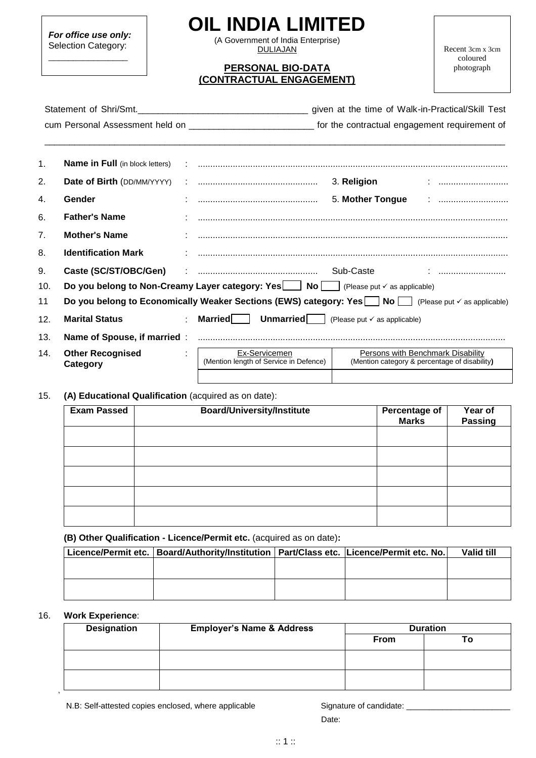*For office use only:*
Selection Category:
\_\_\_\_\_\_\_\_\_\_\_\_\_\_\_\_

# OIL INDIA LIMITED

(A Government of India Enterprise)
DULIAJAN

**PERSONAL BIO-DATA**
**(CONTRACTUAL ENGAGEMENT)**

Recent 3cm x 3cm coloured photograph

Statement of Shri/Smt.\_\_\_\_\_\_\_\_\_\_\_\_\_\_\_\_\_\_\_\_\_\_\_\_\_\_\_\_\_\_\_\_\_\_ given at the time of Walk-in-Practical/Skill Test cum Personal Assessment held on \_\_\_\_\_\_\_\_\_\_\_\_\_\_\_\_\_\_\_\_\_\_\_\_\_ for the contractual engagement requirement of \_\_\_\_\_\_\_\_\_\_\_\_\_\_\_\_\_\_\_\_\_\_\_\_\_\_\_\_\_\_\_\_\_\_\_\_\_\_\_\_\_\_\_\_\_\_\_\_\_\_\_\_\_\_\_\_\_\_\_\_\_\_\_\_\_\_\_\_\_\_\_\_\_\_\_\_\_\_\_\_\_\_\_\_\_\_\_\_\_\_\_\_

1. **Name in Full** (in block letters) : ..........................................................................................................................
2. **Date of Birth** (DD/MM/YYYY) : ............................................... 3. **Religion** : ...........................
4. **Gender** : ............................................... 5. **Mother Tongue** : ...........................
6. **Father's Name** : ..........................................................................................................................
7. **Mother's Name** : ..........................................................................................................................
8. **Identification Mark** : ..........................................................................................................................
9. **Caste (SC/ST/OBC/Gen)** : ............................................... Sub-Caste : ..........................
10. **Do you belong to Non-Creamy Layer category: Yes** [ ] **No** [ ] (Please put ✓ as applicable)
11. **Do you belong to Economically Weaker Sections (EWS) category: Yes** [ ] **No** [ ] (Please put ✓ as applicable)
12. **Marital Status** : **Married** [ ] **Unmarried** [ ] (Please put ✓ as applicable)
13. **Name of Spouse, if married** : .........................................................................................................................
14. **Other Recognised Category** :

| Ex-Servicemen (Mention length of Service in Defence) | Persons with Benchmark Disability (Mention category & percentage of disability) |
|---|---|
| | |

15. **(A) Educational Qualification** (acquired as on date):

| Exam Passed | Board/University/Institute | Percentage of Marks | Year of Passing |
|---|---|---|---|
| | | | |
| | | | |
| | | | |
| | | | |
| | | | |

**(B) Other Qualification - Licence/Permit etc.** (acquired as on date)**:**

| Licence/Permit etc. | Board/Authority/Institution | Part/Class etc. | Licence/Permit etc. No. | Valid till |
|---|---|---|---|---|
| | | | | |
| | | | | |

16. **Work Experience**:

| Designation | Employer's Name & Address | Duration | |
|---|---|---|---|
| | | From | To |
| | | | |
| | | | |

N.B: Self-attested copies enclosed, where applicable

Signature of candidate: \_\_\_\_\_\_\_\_\_\_\_\_\_\_\_\_\_\_\_\_\_\_\_

Date: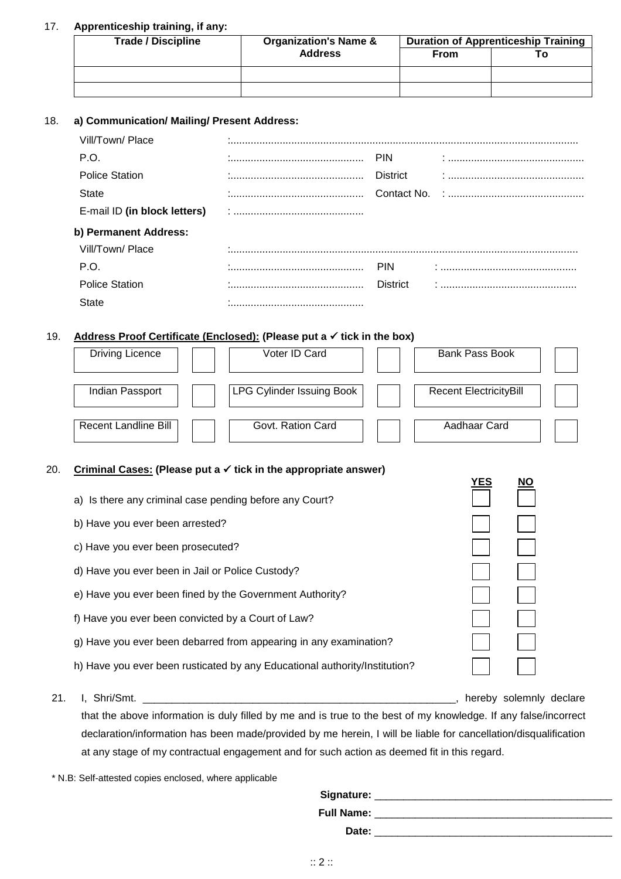17. **Apprenticeship training, if any:**

| Trade / Discipline | Organization's Name & Address | Duration of Apprenticeship Training | |
|---|---|---|---|
| | | From | To |
| | | | |
| | | | |

18. **a) Communication/ Mailing/ Present Address:**

Vill/Town/ Place :......................................................................................................................

P.O. :.............................................. PIN : ..............................................

Police Station :.............................................. District : ..............................................

State :.............................................. Contact No. : ..............................................

E-mail ID **(in block letters)** : ............................................

**b) Permanent Address:**

Vill/Town/ Place :......................................................................................................................

P.O. :.............................................. PIN : ..............................................

Police Station :.............................................. District : ..............................................

State :..............................................

19. **Address Proof Certificate (Enclosed): (Please put a ✓ tick in the box)**

| | | | | | |
|---|---|---|---|---|---|
| Driving Licence | ☐ | Voter ID Card | ☐ | Bank Pass Book | ☐ |
| Indian Passport | ☐ | LPG Cylinder Issuing Book | ☐ | Recent ElectricityBill | ☐ |
| Recent Landline Bill | ☐ | Govt. Ration Card | ☐ | Aadhaar Card | ☐ |

20. **Criminal Cases: (Please put a ✓ tick in the appropriate answer)**

| | YES | NO |
|---|---|---|
| a) Is there any criminal case pending before any Court? | ☐ | ☐ |
| b) Have you ever been arrested? | ☐ | ☐ |
| c) Have you ever been prosecuted? | ☐ | ☐ |
| d) Have you ever been in Jail or Police Custody? | ☐ | ☐ |
| e) Have you ever been fined by the Government Authority? | ☐ | ☐ |
| f) Have you ever been convicted by a Court of Law? | ☐ | ☐ |
| g) Have you ever been debarred from appearing in any examination? | ☐ | ☐ |
| h) Have you ever been rusticated by any Educational authority/Institution? | ☐ | ☐ |

21. I, Shri/Smt. ________________________________________________________, hereby solemnly declare that the above information is duly filled by me and is true to the best of my knowledge. If any false/incorrect declaration/information has been made/provided by me herein, I will be liable for cancellation/disqualification at any stage of my contractual engagement and for such action as deemed fit in this regard.

* N.B: Self-attested copies enclosed, where applicable

**Signature:** __________________________________________

**Full Name:** __________________________________________

**Date:** __________________________________________